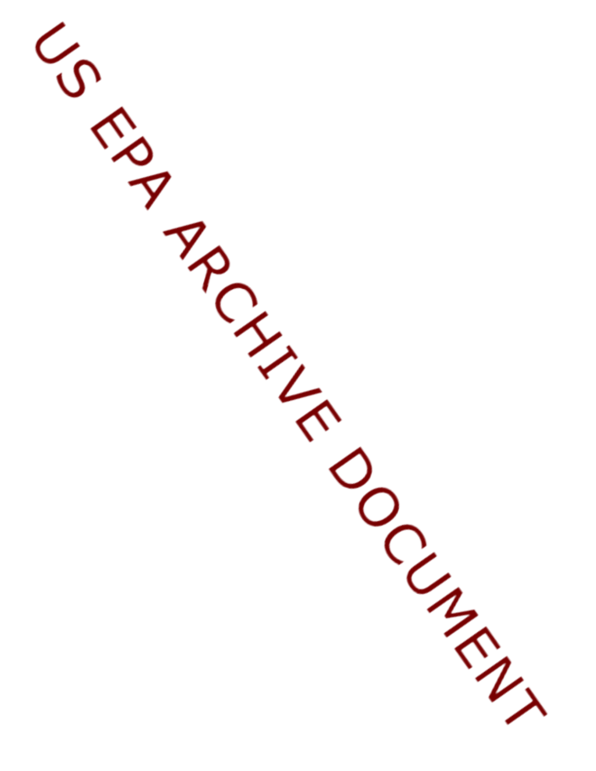US EPA ARCHIVE DOCUMENT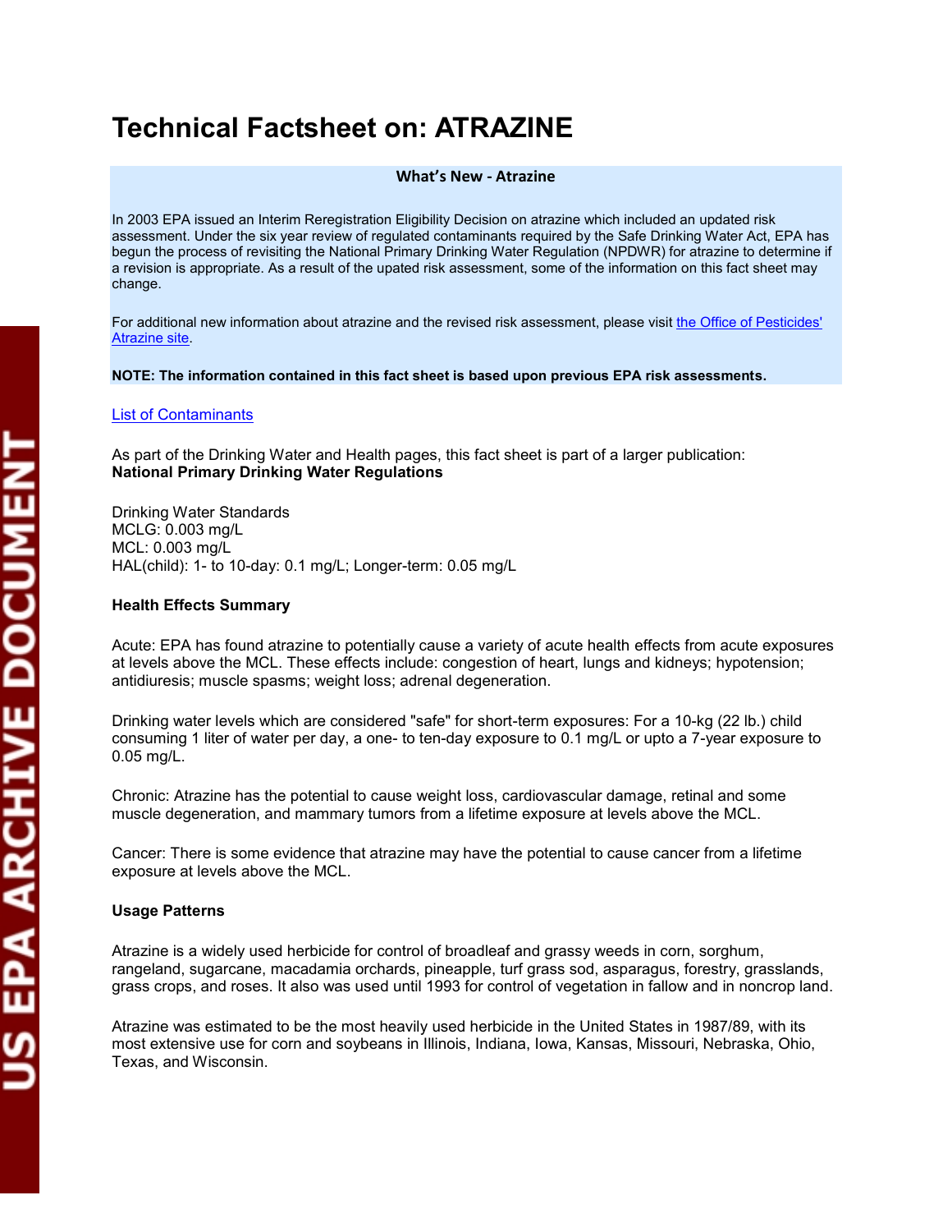# Technical Factsheet on: ATRAZINE

**What's New - Atrazine**

In 2003 EPA issued an Interim Reregistration Eligibility Decision on atrazine which included an updated risk assessment. Under the six year review of regulated contaminants required by the Safe Drinking Water Act, EPA has begun the process of revisiting the National Primary Drinking Water Regulation (NPDWR) for atrazine to determine if a revision is appropriate. As a result of the upated risk assessment, some of the information on this fact sheet may change.

For additional new information about atrazine and the revised risk assessment, please visit the Office of Pesticides' Atrazine site.

**NOTE: The information contained in this fact sheet is based upon previous EPA risk assessments.**

List of Contaminants

As part of the Drinking Water and Health pages, this fact sheet is part of a larger publication:
**National Primary Drinking Water Regulations**

Drinking Water Standards
MCLG: 0.003 mg/L
MCL: 0.003 mg/L
HAL(child): 1- to 10-day: 0.1 mg/L; Longer-term: 0.05 mg/L

**Health Effects Summary**

Acute: EPA has found atrazine to potentially cause a variety of acute health effects from acute exposures at levels above the MCL. These effects include: congestion of heart, lungs and kidneys; hypotension; antidiuresis; muscle spasms; weight loss; adrenal degeneration.

Drinking water levels which are considered "safe" for short-term exposures: For a 10-kg (22 lb.) child consuming 1 liter of water per day, a one- to ten-day exposure to 0.1 mg/L or upto a 7-year exposure to 0.05 mg/L.

Chronic: Atrazine has the potential to cause weight loss, cardiovascular damage, retinal and some muscle degeneration, and mammary tumors from a lifetime exposure at levels above the MCL.

Cancer: There is some evidence that atrazine may have the potential to cause cancer from a lifetime exposure at levels above the MCL.

**Usage Patterns**

Atrazine is a widely used herbicide for control of broadleaf and grassy weeds in corn, sorghum, rangeland, sugarcane, macadamia orchards, pineapple, turf grass sod, asparagus, forestry, grasslands, grass crops, and roses. It also was used until 1993 for control of vegetation in fallow and in noncrop land.

Atrazine was estimated to be the most heavily used herbicide in the United States in 1987/89, with its most extensive use for corn and soybeans in Illinois, Indiana, Iowa, Kansas, Missouri, Nebraska, Ohio, Texas, and Wisconsin.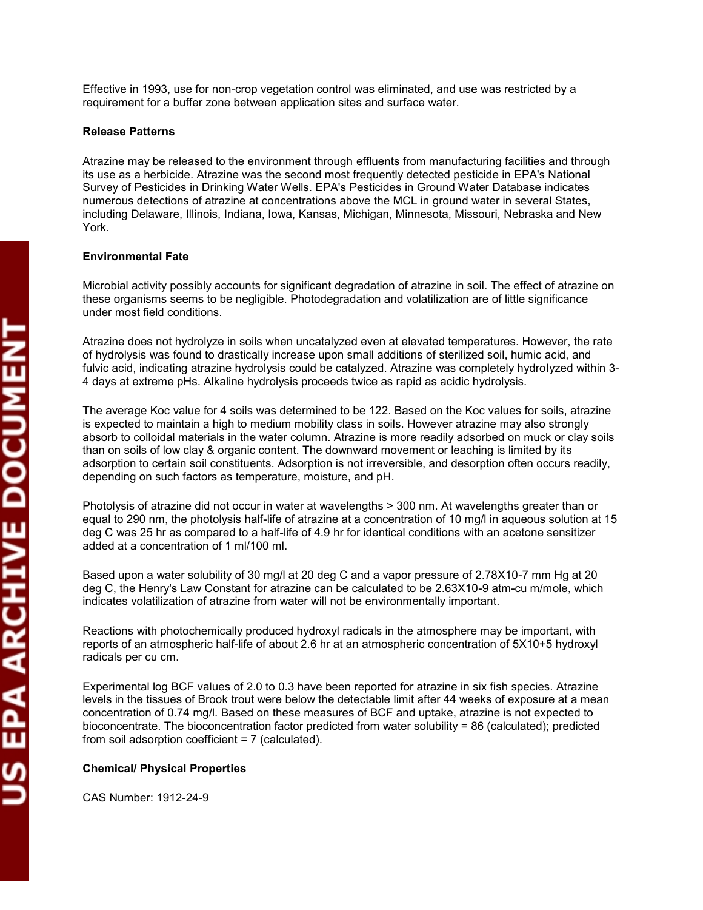Effective in 1993, use for non-crop vegetation control was eliminated, and use was restricted by a requirement for a buffer zone between application sites and surface water.

**Release Patterns**

Atrazine may be released to the environment through effluents from manufacturing facilities and through its use as a herbicide. Atrazine was the second most frequently detected pesticide in EPA's National Survey of Pesticides in Drinking Water Wells. EPA's Pesticides in Ground Water Database indicates numerous detections of atrazine at concentrations above the MCL in ground water in several States, including Delaware, Illinois, Indiana, Iowa, Kansas, Michigan, Minnesota, Missouri, Nebraska and New York.

**Environmental Fate**

Microbial activity possibly accounts for significant degradation of atrazine in soil. The effect of atrazine on these organisms seems to be negligible. Photodegradation and volatilization are of little significance under most field conditions.

Atrazine does not hydrolyze in soils when uncatalyzed even at elevated temperatures. However, the rate of hydrolysis was found to drastically increase upon small additions of sterilized soil, humic acid, and fulvic acid, indicating atrazine hydrolysis could be catalyzed. Atrazine was completely hydrolyzed within 3-4 days at extreme pHs. Alkaline hydrolysis proceeds twice as rapid as acidic hydrolysis.

The average Koc value for 4 soils was determined to be 122. Based on the Koc values for soils, atrazine is expected to maintain a high to medium mobility class in soils. However atrazine may also strongly absorb to colloidal materials in the water column. Atrazine is more readily adsorbed on muck or clay soils than on soils of low clay & organic content. The downward movement or leaching is limited by its adsorption to certain soil constituents. Adsorption is not irreversible, and desorption often occurs readily, depending on such factors as temperature, moisture, and pH.

Photolysis of atrazine did not occur in water at wavelengths > 300 nm. At wavelengths greater than or equal to 290 nm, the photolysis half-life of atrazine at a concentration of 10 mg/l in aqueous solution at 15 deg C was 25 hr as compared to a half-life of 4.9 hr for identical conditions with an acetone sensitizer added at a concentration of 1 ml/100 ml.

Based upon a water solubility of 30 mg/l at 20 deg C and a vapor pressure of 2.78X10-7 mm Hg at 20 deg C, the Henry's Law Constant for atrazine can be calculated to be 2.63X10-9 atm-cu m/mole, which indicates volatilization of atrazine from water will not be environmentally important.

Reactions with photochemically produced hydroxyl radicals in the atmosphere may be important, with reports of an atmospheric half-life of about 2.6 hr at an atmospheric concentration of 5X10+5 hydroxyl radicals per cu cm.

Experimental log BCF values of 2.0 to 0.3 have been reported for atrazine in six fish species. Atrazine levels in the tissues of Brook trout were below the detectable limit after 44 weeks of exposure at a mean concentration of 0.74 mg/l. Based on these measures of BCF and uptake, atrazine is not expected to bioconcentrate. The bioconcentration factor predicted from water solubility = 86 (calculated); predicted from soil adsorption coefficient = 7 (calculated).

**Chemical/ Physical Properties**

CAS Number: 1912-24-9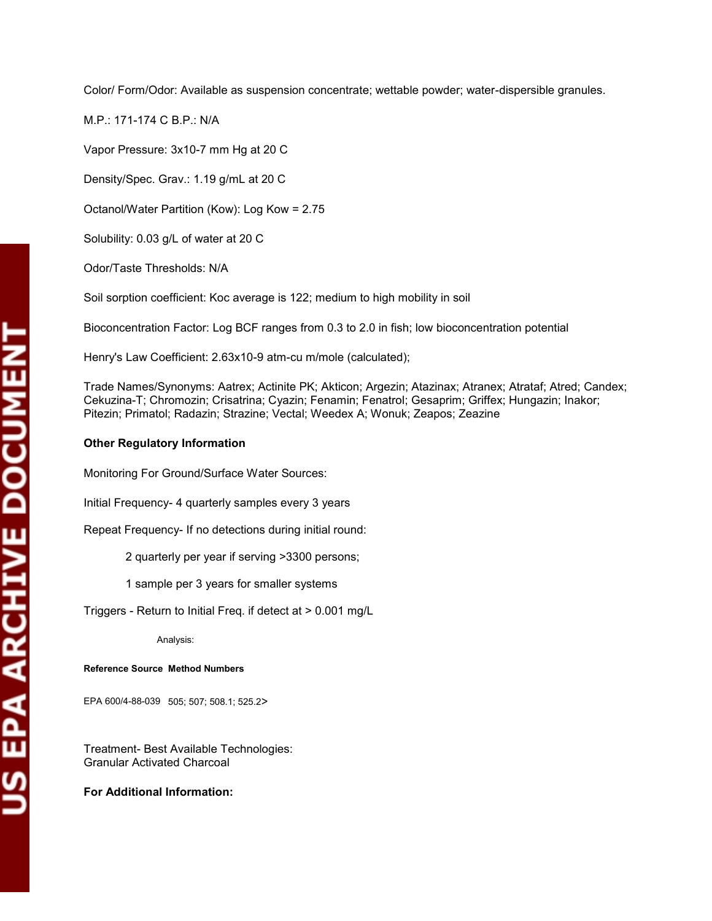Color/ Form/Odor: Available as suspension concentrate; wettable powder; water-dispersible granules.

M.P.: 171-174 C B.P.: N/A

Vapor Pressure: $3 \times 10^{-7}$ mm Hg at 20 C

Density/Spec. Grav.: 1.19 g/mL at 20 C

Octanol/Water Partition (Kow): Log Kow = 2.75

Solubility: 0.03 g/L of water at 20 C

Odor/Taste Thresholds: N/A

Soil sorption coefficient: Koc average is 122; medium to high mobility in soil

Bioconcentration Factor: Log BCF ranges from 0.3 to 2.0 in fish; low bioconcentration potential

Henry's Law Coefficient: $2.63 \times 10^{-9}$ atm-cu m/mole (calculated);

Trade Names/Synonyms: Aatrex; Actinite PK; Akticon; Argezin; Atazinax; Atranex; Atrataf; Atred; Candex; Cekuzina-T; Chromozin; Crisatrina; Cyazin; Fenamin; Fenatrol; Gesaprim; Griffex; Hungazin; Inakor; Pitezin; Primatol; Radazin; Strazine; Vectal; Weedex A; Wonuk; Zeapos; Zeazine

**Other Regulatory Information**

Monitoring For Ground/Surface Water Sources:

Initial Frequency- 4 quarterly samples every 3 years

Repeat Frequency- If no detections during initial round:

    2 quarterly per year if serving >3300 persons;

    1 sample per 3 years for smaller systems

Triggers - Return to Initial Freq. if detect at > 0.001 mg/L

Analysis:

| Reference Source | Method Numbers |
|---|---|
| EPA 600/4-88-039 | 505; 507; 508.1; 525.2> |

Treatment- Best Available Technologies:
Granular Activated Charcoal

**For Additional Information:**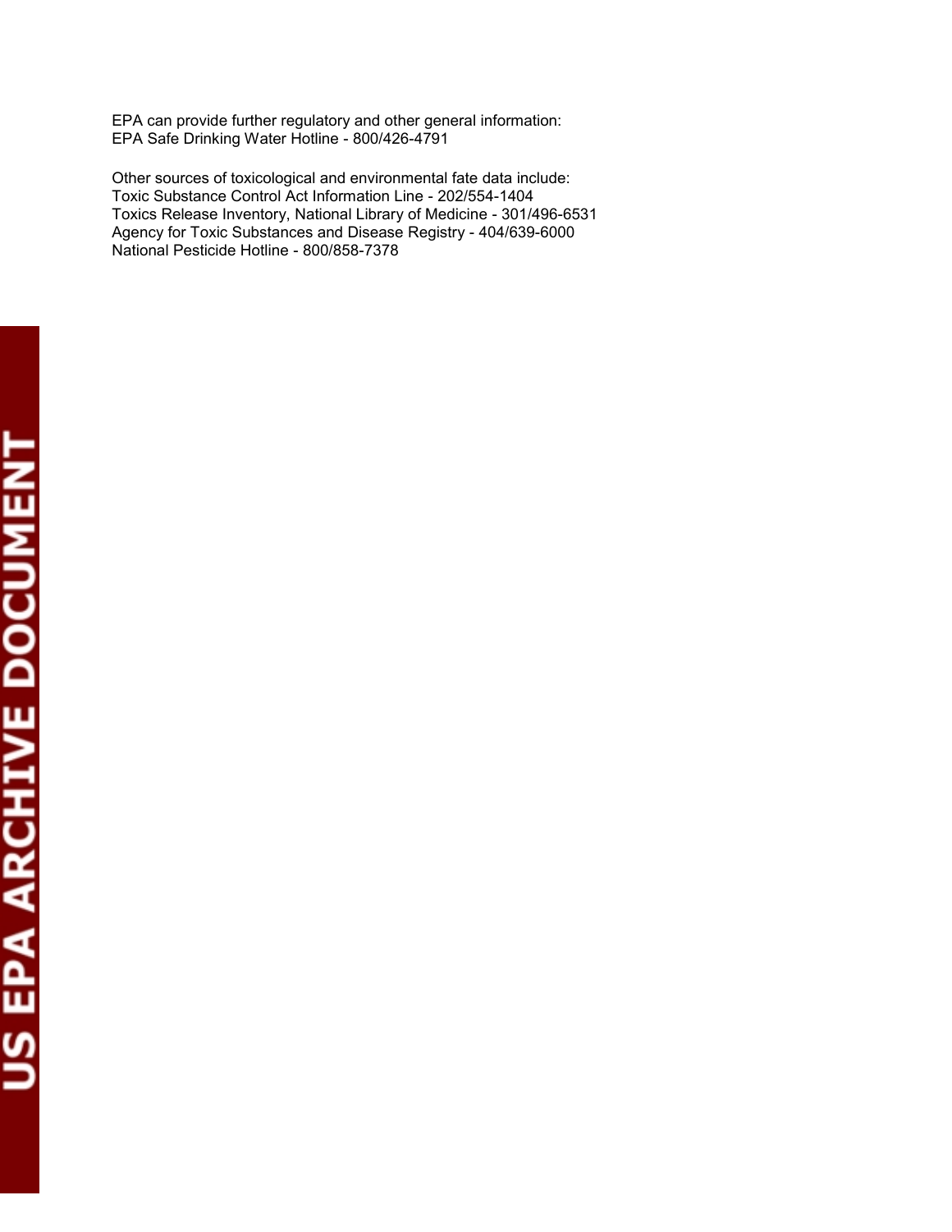EPA can provide further regulatory and other general information:
EPA Safe Drinking Water Hotline - 800/426-4791

Other sources of toxicological and environmental fate data include:
Toxic Substance Control Act Information Line - 202/554-1404
Toxics Release Inventory, National Library of Medicine - 301/496-6531
Agency for Toxic Substances and Disease Registry - 404/639-6000
National Pesticide Hotline - 800/858-7378